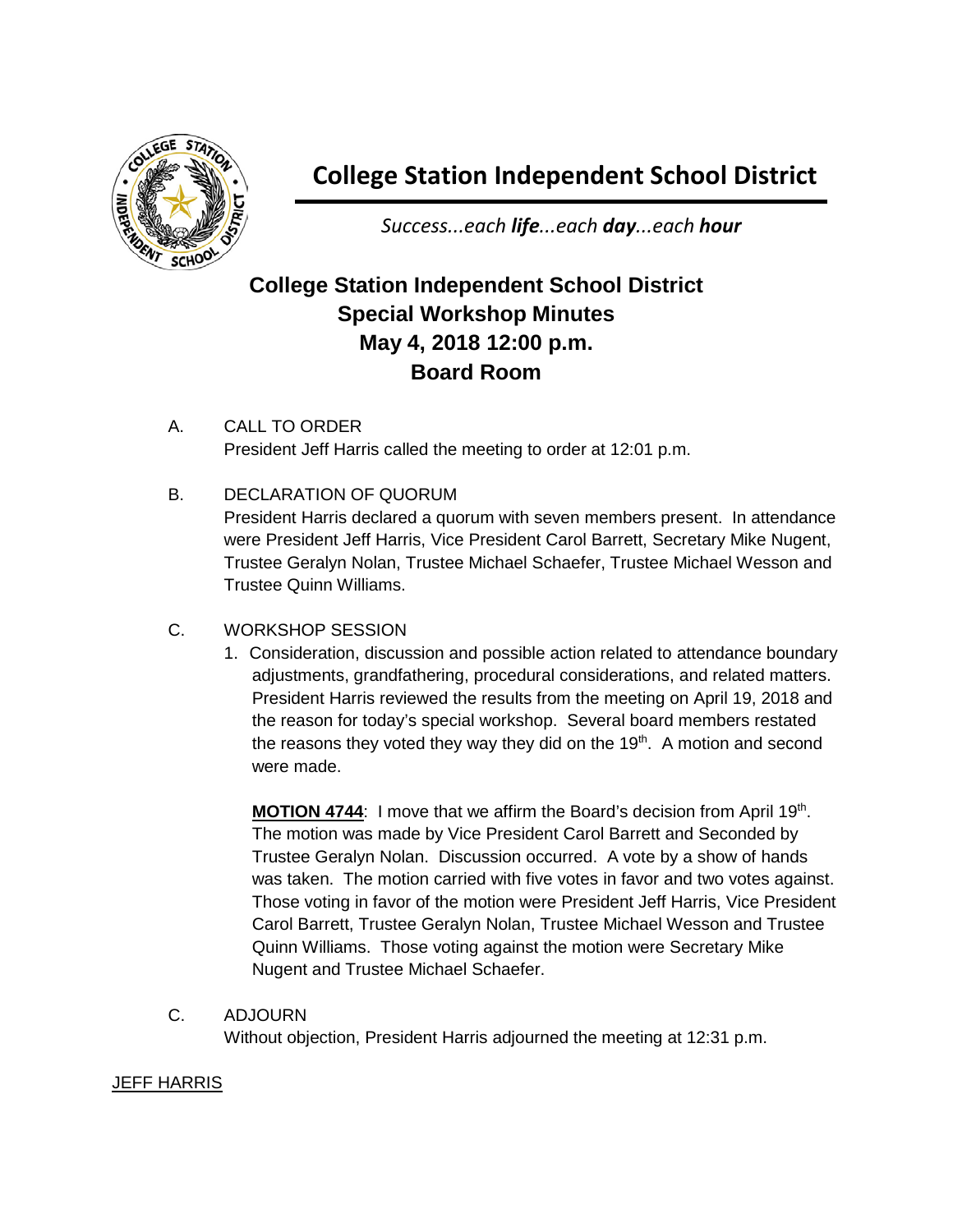# College Station Independent School District

*Success...each **life**...each **day**...each **hour***

## College Station Independent School District
## Special Workshop Minutes
## May 4, 2018 12:00 p.m.
## Board Room

A. CALL TO ORDER
President Jeff Harris called the meeting to order at 12:01 p.m.

B. DECLARATION OF QUORUM
President Harris declared a quorum with seven members present. In attendance were President Jeff Harris, Vice President Carol Barrett, Secretary Mike Nugent, Trustee Geralyn Nolan, Trustee Michael Schaefer, Trustee Michael Wesson and Trustee Quinn Williams.

C. WORKSHOP SESSION

1. Consideration, discussion and possible action related to attendance boundary adjustments, grandfathering, procedural considerations, and related matters. President Harris reviewed the results from the meeting on April 19, 2018 and the reason for today's special workshop. Several board members restated the reasons they voted they way they did on the 19th. A motion and second were made.

   **MOTION 4744**: I move that we affirm the Board's decision from April 19th. The motion was made by Vice President Carol Barrett and Seconded by Trustee Geralyn Nolan. Discussion occurred. A vote by a show of hands was taken. The motion carried with five votes in favor and two votes against. Those voting in favor of the motion were President Jeff Harris, Vice President Carol Barrett, Trustee Geralyn Nolan, Trustee Michael Wesson and Trustee Quinn Williams. Those voting against the motion were Secretary Mike Nugent and Trustee Michael Schaefer.

C. ADJOURN
Without objection, President Harris adjourned the meeting at 12:31 p.m.

JEFF HARRIS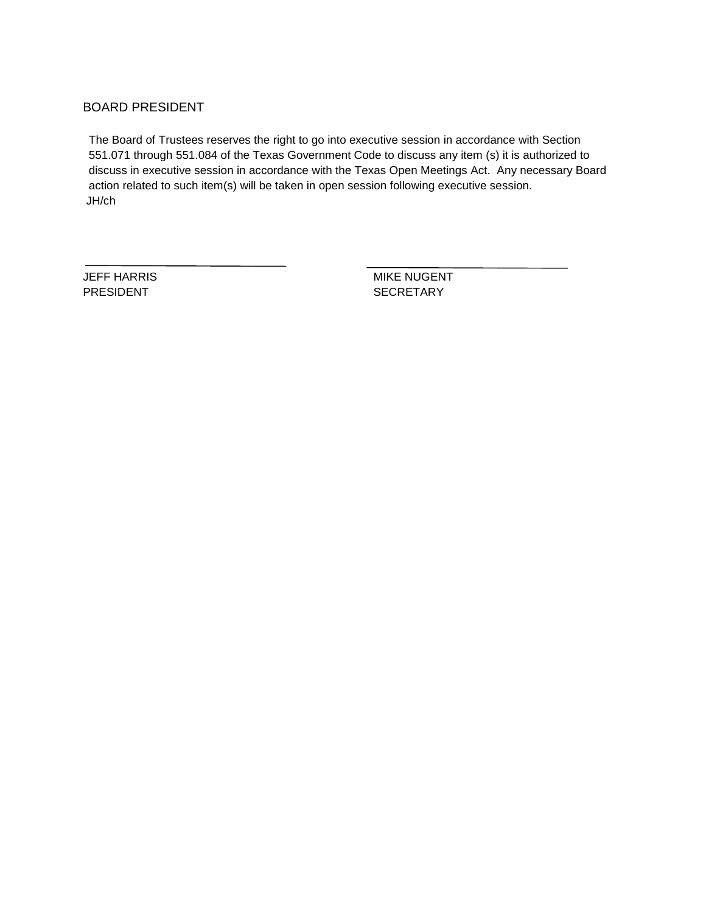BOARD PRESIDENT

The Board of Trustees reserves the right to go into executive session in accordance with Section 551.071 through 551.084 of the Texas Government Code to discuss any item (s) it is authorized to discuss in executive session in accordance with the Texas Open Meetings Act. Any necessary Board action related to such item(s) will be taken in open session following executive session.

JH/ch

\_\_\_\_\_\_\_\_\_\_\_\_\_\_\_\_\_\_\_\_\_\_\_\_\_\_\_\_\_\_\_\_

JEFF HARRIS
PRESIDENT

\_\_\_\_\_\_\_\_\_\_\_\_\_\_\_\_\_\_\_\_\_\_\_\_\_\_\_\_\_\_\_\_

MIKE NUGENT
SECRETARY